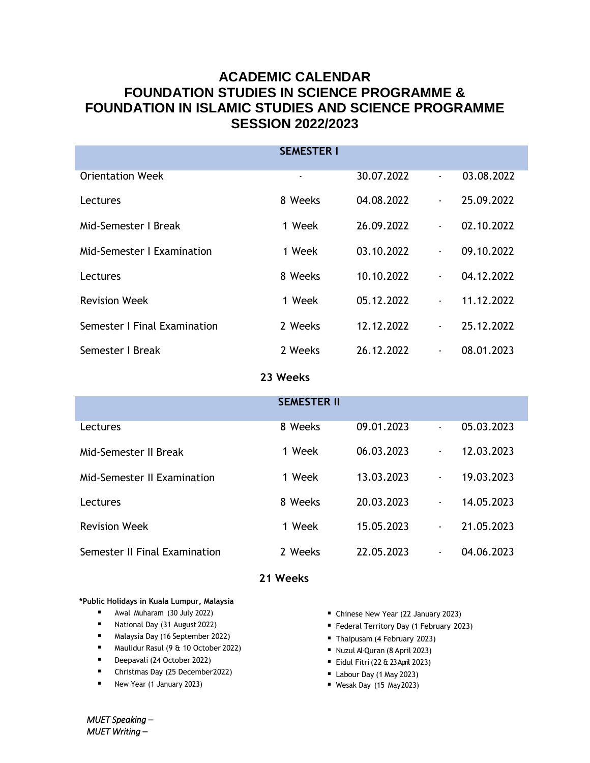# ACADEMIC CALENDAR
# FOUNDATION STUDIES IN SCIENCE PROGRAMME &
# FOUNDATION IN ISLAMIC STUDIES AND SCIENCE PROGRAMME
# SESSION 2022/2023

| SEMESTER I | | | | |
|---|---|---|---|---|
| Orientation Week | - | 30.07.2022 | - | 03.08.2022 |
| Lectures | 8 Weeks | 04.08.2022 | - | 25.09.2022 |
| Mid-Semester I Break | 1 Week | 26.09.2022 | - | 02.10.2022 |
| Mid-Semester I Examination | 1 Week | 03.10.2022 | - | 09.10.2022 |
| Lectures | 8 Weeks | 10.10.2022 | - | 04.12.2022 |
| Revision Week | 1 Week | 05.12.2022 | - | 11.12.2022 |
| Semester I Final Examination | 2 Weeks | 12.12.2022 | - | 25.12.2022 |
| Semester I Break | 2 Weeks | 26.12.2022 | - | 08.01.2023 |

**23 Weeks**

| SEMESTER II | | | | |
|---|---|---|---|---|
| Lectures | 8 Weeks | 09.01.2023 | - | 05.03.2023 |
| Mid-Semester II Break | 1 Week | 06.03.2023 | - | 12.03.2023 |
| Mid-Semester II Examination | 1 Week | 13.03.2023 | - | 19.03.2023 |
| Lectures | 8 Weeks | 20.03.2023 | - | 14.05.2023 |
| Revision Week | 1 Week | 15.05.2023 | - | 21.05.2023 |
| Semester II Final Examination | 2 Weeks | 22.05.2023 | - | 04.06.2023 |

**21 Weeks**

**\*Public Holidays in Kuala Lumpur, Malaysia**

- Awal Muharam (30 July 2022)
- National Day (31 August 2022)
- Malaysia Day (16 September 2022)
- Maulidur Rasul (9 & 10 October 2022)
- Deepavali (24 October 2022)
- Christmas Day (25 December 2022)
- New Year (1 January 2023)
- Chinese New Year (22 January 2023)
- Federal Territory Day (1 February 2023)
- Thaipusam (4 February 2023)
- Nuzul Al-Quran (8 April 2023)
- Eidul Fitri (22 & 23 April 2023)
- Labour Day (1 May 2023)
- Wesak Day (15 May 2023)

*MUET Speaking –*
*MUET Writing –*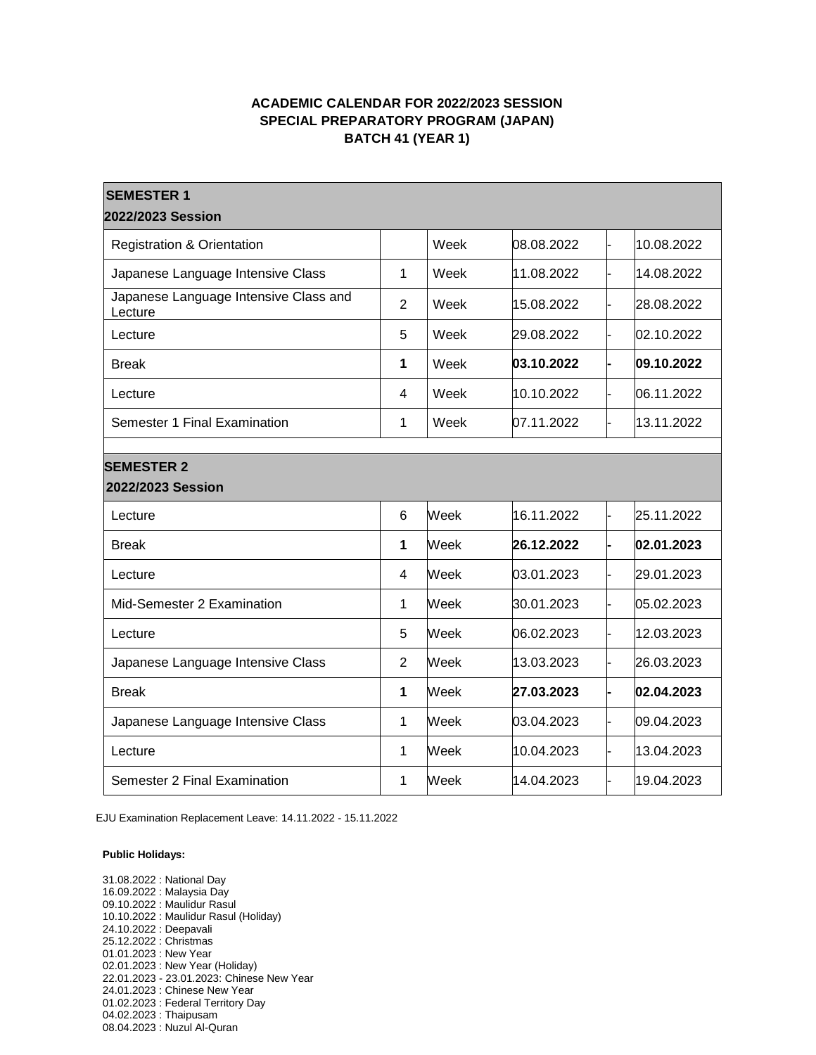**ACADEMIC CALENDAR FOR 2022/2023 SESSION**
**SPECIAL PREPARATORY PROGRAM (JAPAN)**
**BATCH 41 (YEAR 1)**

| **SEMESTER 1**<br>**2022/2023 Session** | | | | | |
|---|---|---|---|---|---|
| Registration & Orientation | | Week | 08.08.2022 | - | 10.08.2022 |
| Japanese Language Intensive Class | 1 | Week | 11.08.2022 | - | 14.08.2022 |
| Japanese Language Intensive Class and Lecture | 2 | Week | 15.08.2022 | - | 28.08.2022 |
| Lecture | 5 | Week | 29.08.2022 | - | 02.10.2022 |
| Break | **1** | Week | **03.10.2022** | **-** | **09.10.2022** |
| Lecture | 4 | Week | 10.10.2022 | - | 06.11.2022 |
| Semester 1 Final Examination | 1 | Week | 07.11.2022 | - | 13.11.2022 |
| | | | | | |
| **SEMESTER 2**<br>**2022/2023 Session** | | | | | |
| Lecture | 6 | Week | 16.11.2022 | - | 25.11.2022 |
| Break | **1** | Week | **26.12.2022** | **-** | **02.01.2023** |
| Lecture | 4 | Week | 03.01.2023 | - | 29.01.2023 |
| Mid-Semester 2 Examination | 1 | Week | 30.01.2023 | - | 05.02.2023 |
| Lecture | 5 | Week | 06.02.2023 | - | 12.03.2023 |
| Japanese Language Intensive Class | 2 | Week | 13.03.2023 | - | 26.03.2023 |
| Break | **1** | Week | **27.03.2023** | **-** | **02.04.2023** |
| Japanese Language Intensive Class | 1 | Week | 03.04.2023 | - | 09.04.2023 |
| Lecture | 1 | Week | 10.04.2023 | - | 13.04.2023 |
| Semester 2 Final Examination | 1 | Week | 14.04.2023 | - | 19.04.2023 |

EJU Examination Replacement Leave: 14.11.2022 - 15.11.2022

**Public Holidays:**

31.08.2022 : National Day
16.09.2022 : Malaysia Day
09.10.2022 : Maulidur Rasul
10.10.2022 : Maulidur Rasul (Holiday)
24.10.2022 : Deepavali
25.12.2022 : Christmas
01.01.2023 : New Year
02.01.2023 : New Year (Holiday)
22.01.2023 - 23.01.2023: Chinese New Year
24.01.2023 : Chinese New Year
01.02.2023 : Federal Territory Day
04.02.2023 : Thaipusam
08.04.2023 : Nuzul Al-Quran